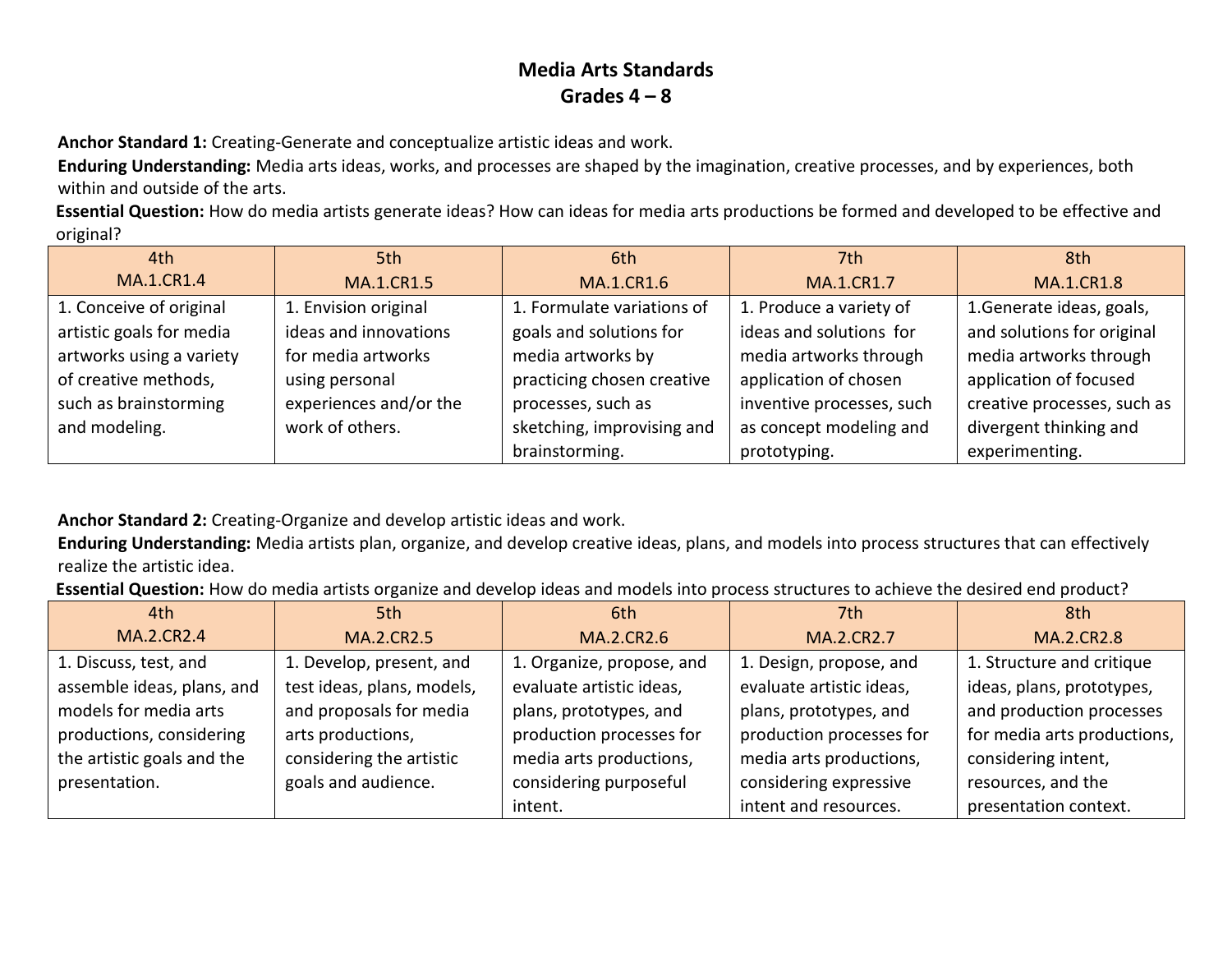# Media Arts Standards
## Grades 4 – 8

**Anchor Standard 1:** Creating-Generate and conceptualize artistic ideas and work.
**Enduring Understanding:** Media arts ideas, works, and processes are shaped by the imagination, creative processes, and by experiences, both within and outside of the arts.
**Essential Question:** How do media artists generate ideas? How can ideas for media arts productions be formed and developed to be effective and original?

| 4th<br>MA.1.CR1.4 | 5th<br>MA.1.CR1.5 | 6th<br>MA.1.CR1.6 | 7th<br>MA.1.CR1.7 | 8th<br>MA.1.CR1.8 |
|---|---|---|---|---|
| 1. Conceive of original artistic goals for media artworks using a variety of creative methods, such as brainstorming and modeling. | 1. Envision original ideas and innovations for media artworks using personal experiences and/or the work of others. | 1. Formulate variations of goals and solutions for media artworks by practicing chosen creative processes, such as sketching, improvising and brainstorming. | 1. Produce a variety of ideas and solutions for media artworks through application of chosen inventive processes, such as concept modeling and prototyping. | 1.Generate ideas, goals, and solutions for original media artworks through application of focused creative processes, such as divergent thinking and experimenting. |

**Anchor Standard 2:** Creating-Organize and develop artistic ideas and work.
**Enduring Understanding:** Media artists plan, organize, and develop creative ideas, plans, and models into process structures that can effectively realize the artistic idea.
**Essential Question:** How do media artists organize and develop ideas and models into process structures to achieve the desired end product?

| 4th<br>MA.2.CR2.4 | 5th<br>MA.2.CR2.5 | 6th<br>MA.2.CR2.6 | 7th<br>MA.2.CR2.7 | 8th<br>MA.2.CR2.8 |
|---|---|---|---|---|
| 1. Discuss, test, and assemble ideas, plans, and models for media arts productions, considering the artistic goals and the presentation. | 1. Develop, present, and test ideas, plans, models, and proposals for media arts productions, considering the artistic goals and audience. | 1. Organize, propose, and evaluate artistic ideas, plans, prototypes, and production processes for media arts productions, considering purposeful intent. | 1. Design, propose, and evaluate artistic ideas, plans, prototypes, and production processes for media arts productions, considering expressive intent and resources. | 1. Structure and critique ideas, plans, prototypes, and production processes for media arts productions, considering intent, resources, and the presentation context. |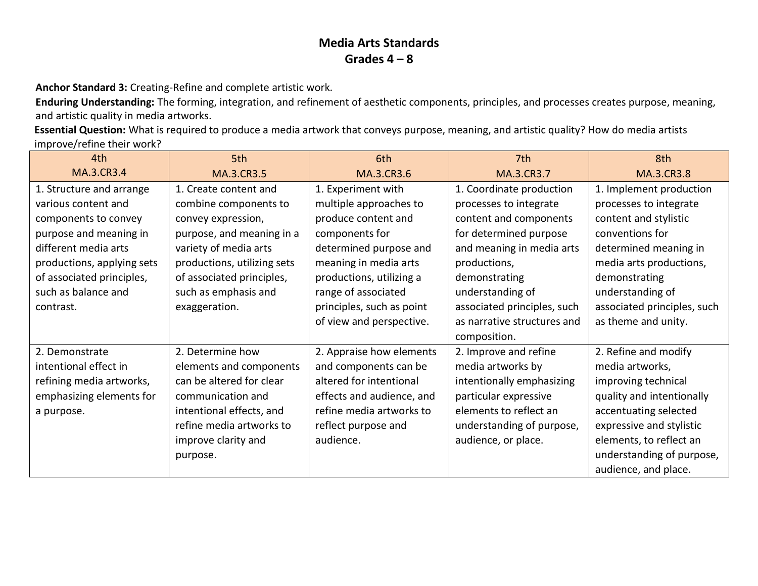# Media Arts Standards
## Grades 4 – 8

**Anchor Standard 3:** Creating-Refine and complete artistic work.

**Enduring Understanding:** The forming, integration, and refinement of aesthetic components, principles, and processes creates purpose, meaning, and artistic quality in media artworks.

**Essential Question:** What is required to produce a media artwork that conveys purpose, meaning, and artistic quality? How do media artists improve/refine their work?

| 4th<br>MA.3.CR3.4 | 5th<br>MA.3.CR3.5 | 6th<br>MA.3.CR3.6 | 7th<br>MA.3.CR3.7 | 8th<br>MA.3.CR3.8 |
|---|---|---|---|---|
| 1. Structure and arrange various content and components to convey purpose and meaning in different media arts productions, applying sets of associated principles, such as balance and contrast. | 1. Create content and combine components to convey expression, purpose, and meaning in a variety of media arts productions, utilizing sets of associated principles, such as emphasis and exaggeration. | 1. Experiment with multiple approaches to produce content and components for determined purpose and meaning in media arts productions, utilizing a range of associated principles, such as point of view and perspective. | 1. Coordinate production processes to integrate content and components for determined purpose and meaning in media arts productions, demonstrating understanding of associated principles, such as narrative structures and composition. | 1. Implement production processes to integrate content and stylistic conventions for determined meaning in media arts productions, demonstrating understanding of associated principles, such as theme and unity. |
| 2. Demonstrate intentional effect in refining media artworks, emphasizing elements for a purpose. | 2. Determine how elements and components can be altered for clear communication and intentional effects, and refine media artworks to improve clarity and purpose. | 2. Appraise how elements and components can be altered for intentional effects and audience, and refine media artworks to reflect purpose and audience. | 2. Improve and refine media artworks by intentionally emphasizing particular expressive elements to reflect an understanding of purpose, audience, or place. | 2. Refine and modify media artworks, improving technical quality and intentionally accentuating selected expressive and stylistic elements, to reflect an understanding of purpose, audience, and place. |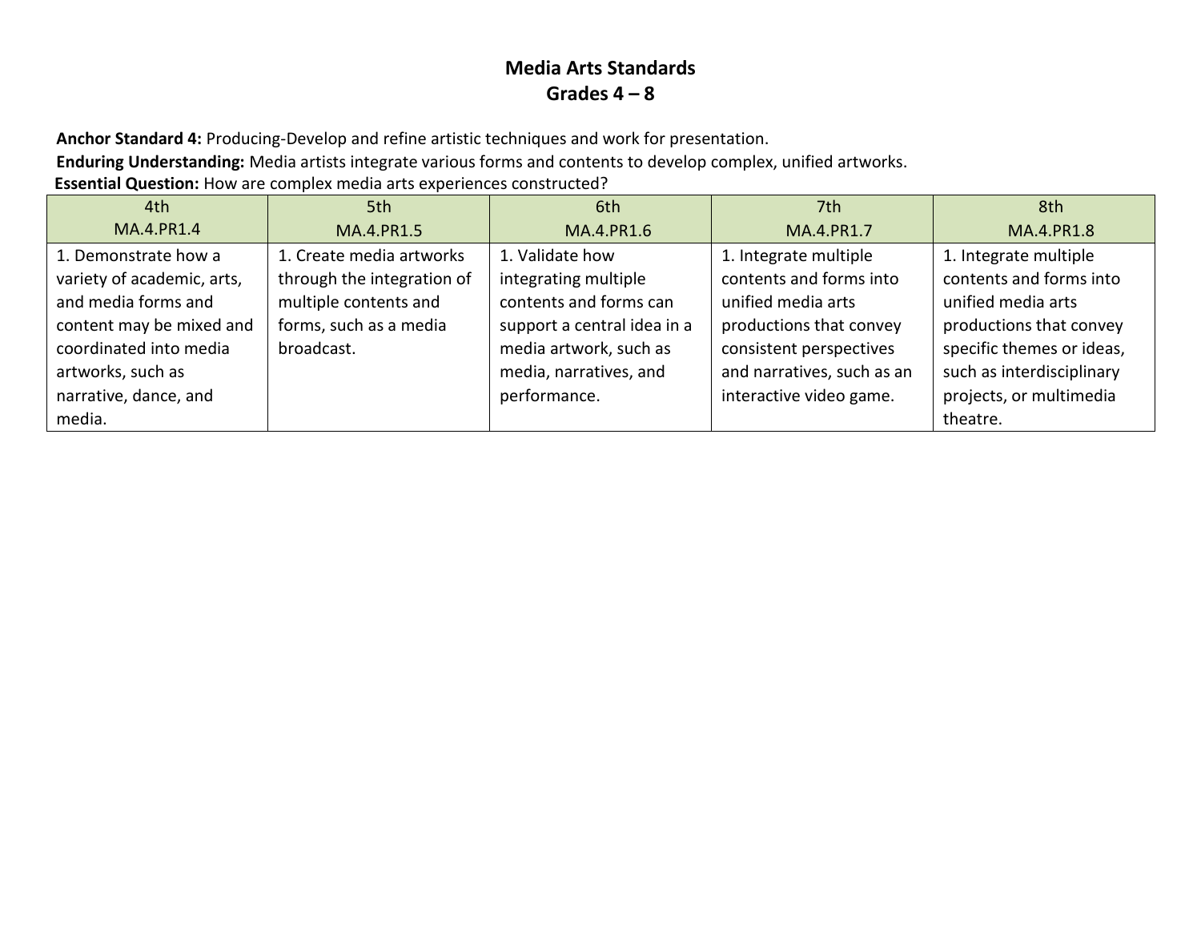# Media Arts Standards
## Grades 4 – 8

**Anchor Standard 4:** Producing-Develop and refine artistic techniques and work for presentation.

**Enduring Understanding:** Media artists integrate various forms and contents to develop complex, unified artworks.

**Essential Question:** How are complex media arts experiences constructed?

| 4th<br>MA.4.PR1.4 | 5th<br>MA.4.PR1.5 | 6th<br>MA.4.PR1.6 | 7th<br>MA.4.PR1.7 | 8th<br>MA.4.PR1.8 |
|---|---|---|---|---|
| 1. Demonstrate how a variety of academic, arts, and media forms and content may be mixed and coordinated into media artworks, such as narrative, dance, and media. | 1. Create media artworks through the integration of multiple contents and forms, such as a media broadcast. | 1. Validate how integrating multiple contents and forms can support a central idea in a media artwork, such as media, narratives, and performance. | 1. Integrate multiple contents and forms into unified media arts productions that convey consistent perspectives and narratives, such as an interactive video game. | 1. Integrate multiple contents and forms into unified media arts productions that convey specific themes or ideas, such as interdisciplinary projects, or multimedia theatre. |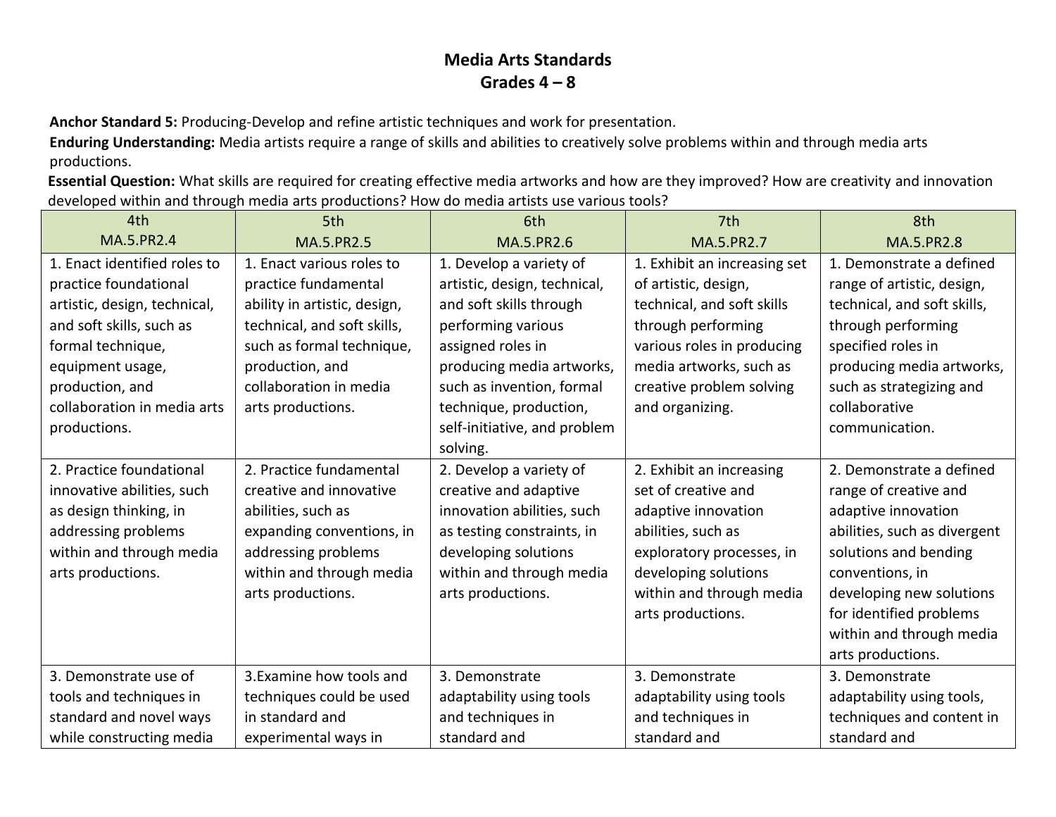# Media Arts Standards
## Grades 4 – 8

**Anchor Standard 5:** Producing-Develop and refine artistic techniques and work for presentation.

**Enduring Understanding:** Media artists require a range of skills and abilities to creatively solve problems within and through media arts productions.

**Essential Question:** What skills are required for creating effective media artworks and how are they improved? How are creativity and innovation developed within and through media arts productions? How do media artists use various tools?

| 4th MA.5.PR2.4 | 5th MA.5.PR2.5 | 6th MA.5.PR2.6 | 7th MA.5.PR2.7 | 8th MA.5.PR2.8 |
|---|---|---|---|---|
| 1. Enact identified roles to practice foundational artistic, design, technical, and soft skills, such as formal technique, equipment usage, production, and collaboration in media arts productions. | 1. Enact various roles to practice fundamental ability in artistic, design, technical, and soft skills, such as formal technique, production, and collaboration in media arts productions. | 1. Develop a variety of artistic, design, technical, and soft skills through performing various assigned roles in producing media artworks, such as invention, formal technique, production, self-initiative, and problem solving. | 1. Exhibit an increasing set of artistic, design, technical, and soft skills through performing various roles in producing media artworks, such as creative problem solving and organizing. | 1. Demonstrate a defined range of artistic, design, technical, and soft skills, through performing specified roles in producing media artworks, such as strategizing and collaborative communication. |
| 2. Practice foundational innovative abilities, such as design thinking, in addressing problems within and through media arts productions. | 2. Practice fundamental creative and innovative abilities, such as expanding conventions, in addressing problems within and through media arts productions. | 2. Develop a variety of creative and adaptive innovation abilities, such as testing constraints, in developing solutions within and through media arts productions. | 2. Exhibit an increasing set of creative and adaptive innovation abilities, such as exploratory processes, in developing solutions within and through media arts productions. | 2. Demonstrate a defined range of creative and adaptive innovation abilities, such as divergent solutions and bending conventions, in developing new solutions for identified problems within and through media arts productions. |
| 3. Demonstrate use of tools and techniques in standard and novel ways while constructing media | 3.Examine how tools and techniques could be used in standard and experimental ways in | 3. Demonstrate adaptability using tools and techniques in standard and | 3. Demonstrate adaptability using tools and techniques in standard and | 3. Demonstrate adaptability using tools, techniques and content in standard and |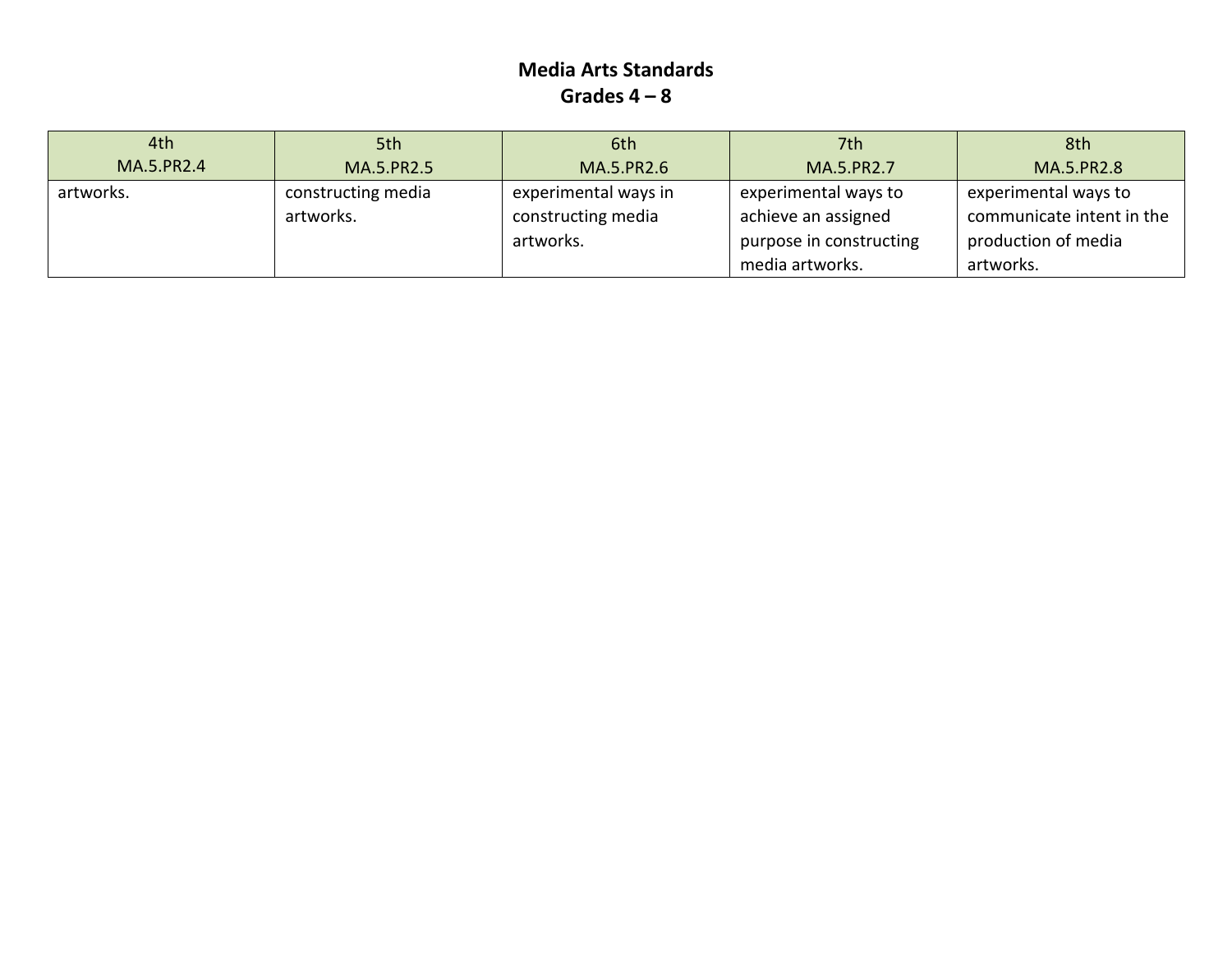**Media Arts Standards**
**Grades 4 – 8**

| 4th MA.5.PR2.4 | 5th MA.5.PR2.5 | 6th MA.5.PR2.6 | 7th MA.5.PR2.7 | 8th MA.5.PR2.8 |
|---|---|---|---|---|
| artworks. | constructing media artworks. | experimental ways in constructing media artworks. | experimental ways to achieve an assigned purpose in constructing media artworks. | experimental ways to communicate intent in the production of media artworks. |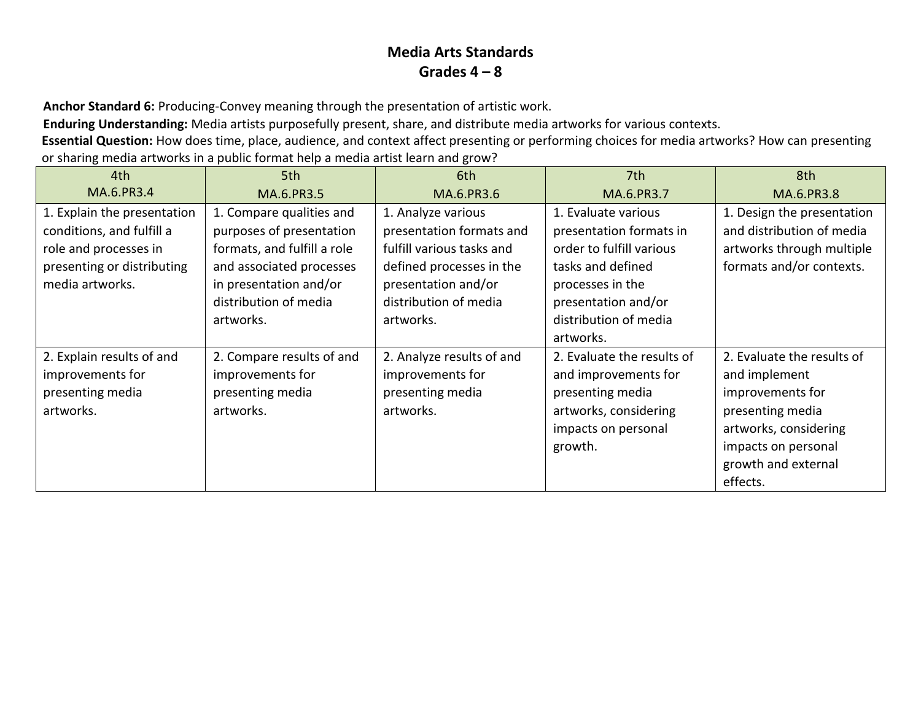# Media Arts Standards
## Grades 4 – 8

**Anchor Standard 6:** Producing-Convey meaning through the presentation of artistic work.

**Enduring Understanding:** Media artists purposefully present, share, and distribute media artworks for various contexts.

**Essential Question:** How does time, place, audience, and context affect presenting or performing choices for media artworks? How can presenting or sharing media artworks in a public format help a media artist learn and grow?

| 4th<br>MA.6.PR3.4 | 5th<br>MA.6.PR3.5 | 6th<br>MA.6.PR3.6 | 7th<br>MA.6.PR3.7 | 8th<br>MA.6.PR3.8 |
|---|---|---|---|---|
| 1. Explain the presentation conditions, and fulfill a role and processes in presenting or distributing media artworks. | 1. Compare qualities and purposes of presentation formats, and fulfill a role and associated processes in presentation and/or distribution of media artworks. | 1. Analyze various presentation formats and fulfill various tasks and defined processes in the presentation and/or distribution of media artworks. | 1. Evaluate various presentation formats in order to fulfill various tasks and defined processes in the presentation and/or distribution of media artworks. | 1. Design the presentation and distribution of media artworks through multiple formats and/or contexts. |
| 2. Explain results of and improvements for presenting media artworks. | 2. Compare results of and improvements for presenting media artworks. | 2. Analyze results of and improvements for presenting media artworks. | 2. Evaluate the results of and improvements for presenting media artworks, considering impacts on personal growth. | 2. Evaluate the results of and implement improvements for presenting media artworks, considering impacts on personal growth and external effects. |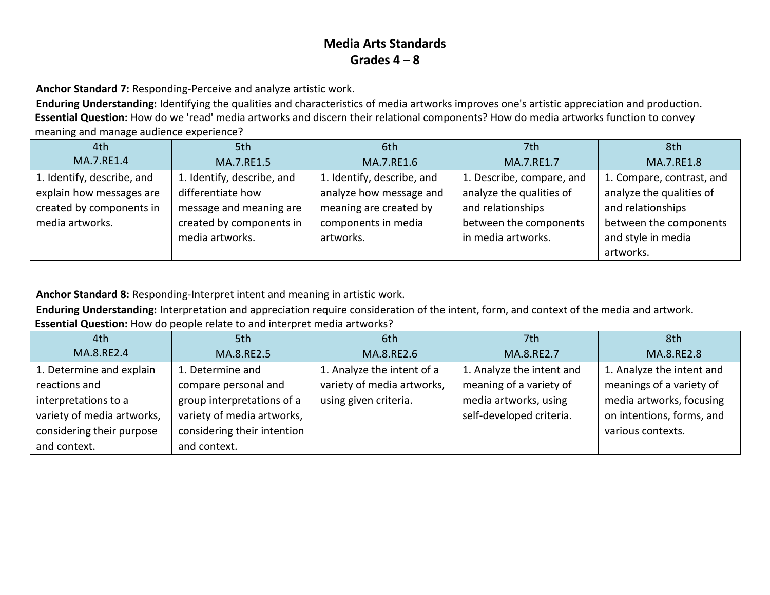# Media Arts Standards
## Grades 4 – 8

**Anchor Standard 7:** Responding-Perceive and analyze artistic work.

**Enduring Understanding:** Identifying the qualities and characteristics of media artworks improves one's artistic appreciation and production.

**Essential Question:** How do we 'read' media artworks and discern their relational components? How do media artworks function to convey meaning and manage audience experience?

| 4th<br>MA.7.RE1.4 | 5th<br>MA.7.RE1.5 | 6th<br>MA.7.RE1.6 | 7th<br>MA.7.RE1.7 | 8th<br>MA.7.RE1.8 |
|---|---|---|---|---|
| 1. Identify, describe, and explain how messages are created by components in media artworks. | 1. Identify, describe, and differentiate how message and meaning are created by components in media artworks. | 1. Identify, describe, and analyze how message and meaning are created by components in media artworks. | 1. Describe, compare, and analyze the qualities of and relationships between the components in media artworks. | 1. Compare, contrast, and analyze the qualities of and relationships between the components and style in media artworks. |

**Anchor Standard 8:** Responding-Interpret intent and meaning in artistic work.

**Enduring Understanding:** Interpretation and appreciation require consideration of the intent, form, and context of the media and artwork.

**Essential Question:** How do people relate to and interpret media artworks?

| 4th<br>MA.8.RE2.4 | 5th<br>MA.8.RE2.5 | 6th<br>MA.8.RE2.6 | 7th<br>MA.8.RE2.7 | 8th<br>MA.8.RE2.8 |
|---|---|---|---|---|
| 1. Determine and explain reactions and interpretations to a variety of media artworks, considering their purpose and context. | 1. Determine and compare personal and group interpretations of a variety of media artworks, considering their intention and context. | 1. Analyze the intent of a variety of media artworks, using given criteria. | 1. Analyze the intent and meaning of a variety of media artworks, using self-developed criteria. | 1. Analyze the intent and meanings of a variety of media artworks, focusing on intentions, forms, and various contexts. |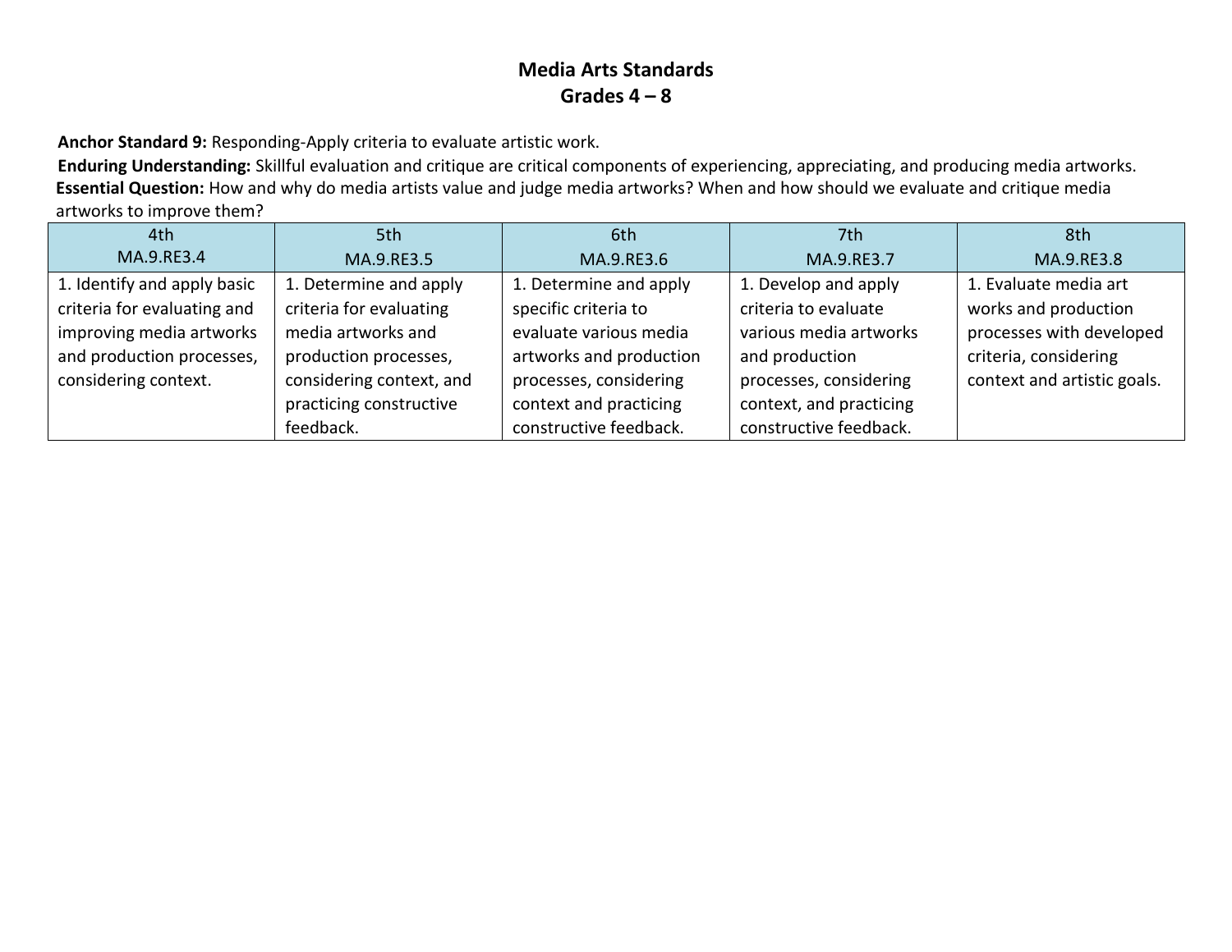# Media Arts Standards
## Grades 4 – 8

**Anchor Standard 9:** Responding-Apply criteria to evaluate artistic work.

**Enduring Understanding:** Skillful evaluation and critique are critical components of experiencing, appreciating, and producing media artworks.

**Essential Question:** How and why do media artists value and judge media artworks? When and how should we evaluate and critique media artworks to improve them?

| 4th<br>MA.9.RE3.4 | 5th<br>MA.9.RE3.5 | 6th<br>MA.9.RE3.6 | 7th<br>MA.9.RE3.7 | 8th<br>MA.9.RE3.8 |
|---|---|---|---|---|
| 1. Identify and apply basic criteria for evaluating and improving media artworks and production processes, considering context. | 1. Determine and apply criteria for evaluating media artworks and production processes, considering context, and practicing constructive feedback. | 1. Determine and apply specific criteria to evaluate various media artworks and production processes, considering context and practicing constructive feedback. | 1. Develop and apply criteria to evaluate various media artworks and production processes, considering context, and practicing constructive feedback. | 1. Evaluate media art works and production processes with developed criteria, considering context and artistic goals. |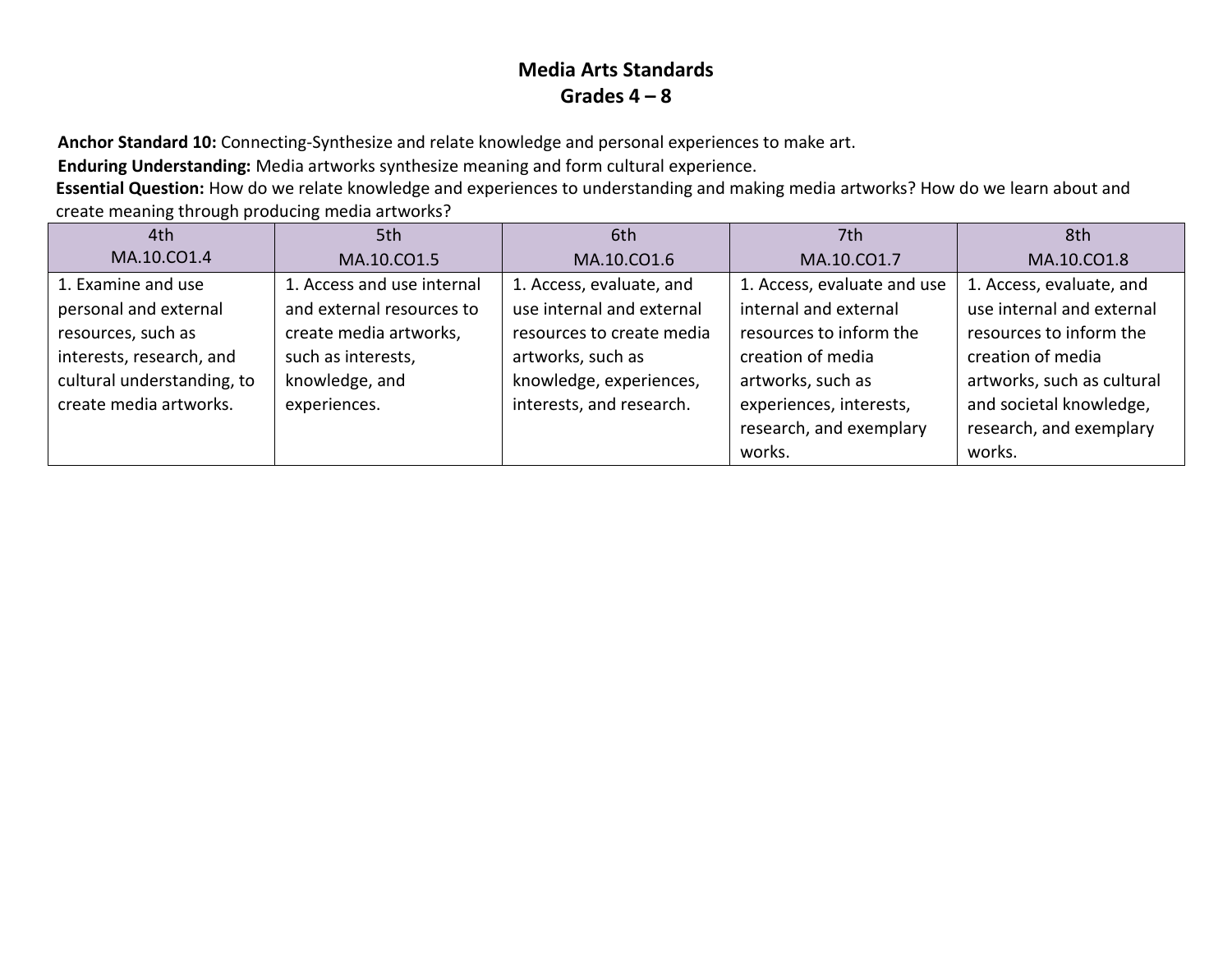# Media Arts Standards
## Grades 4 – 8

**Anchor Standard 10:** Connecting-Synthesize and relate knowledge and personal experiences to make art.

**Enduring Understanding:** Media artworks synthesize meaning and form cultural experience.

**Essential Question:** How do we relate knowledge and experiences to understanding and making media artworks? How do we learn about and create meaning through producing media artworks?

| 4th<br>MA.10.CO1.4 | 5th<br>MA.10.CO1.5 | 6th<br>MA.10.CO1.6 | 7th<br>MA.10.CO1.7 | 8th<br>MA.10.CO1.8 |
|---|---|---|---|---|
| 1. Examine and use personal and external resources, such as interests, research, and cultural understanding, to create media artworks. | 1. Access and use internal and external resources to create media artworks, such as interests, knowledge, and experiences. | 1. Access, evaluate, and use internal and external resources to create media artworks, such as knowledge, experiences, interests, and research. | 1. Access, evaluate and use internal and external resources to inform the creation of media artworks, such as experiences, interests, research, and exemplary works. | 1. Access, evaluate, and use internal and external resources to inform the creation of media artworks, such as cultural and societal knowledge, research, and exemplary works. |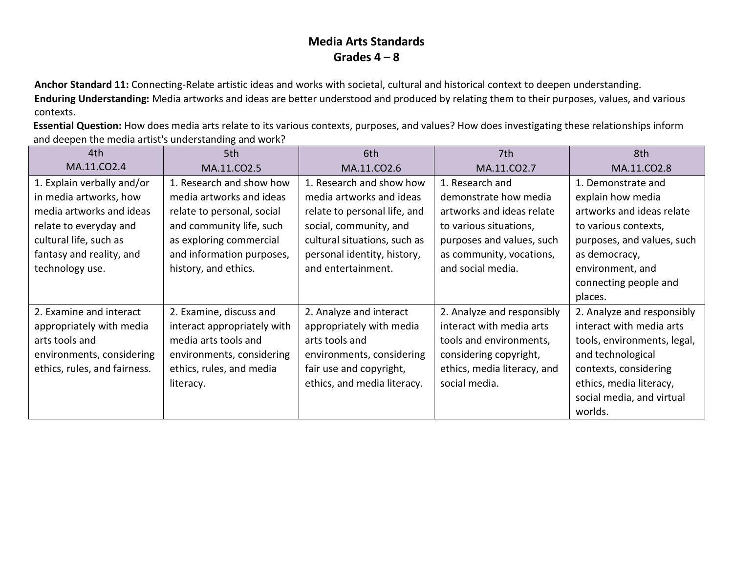# Media Arts Standards
## Grades 4 – 8

**Anchor Standard 11:** Connecting-Relate artistic ideas and works with societal, cultural and historical context to deepen understanding.

**Enduring Understanding:** Media artworks and ideas are better understood and produced by relating them to their purposes, values, and various contexts.

**Essential Question:** How does media arts relate to its various contexts, purposes, and values? How does investigating these relationships inform and deepen the media artist's understanding and work?

| 4th MA.11.CO2.4 | 5th MA.11.CO2.5 | 6th MA.11.CO2.6 | 7th MA.11.CO2.7 | 8th MA.11.CO2.8 |
|---|---|---|---|---|
| 1. Explain verbally and/or in media artworks, how media artworks and ideas relate to everyday and cultural life, such as fantasy and reality, and technology use. | 1. Research and show how media artworks and ideas relate to personal, social and community life, such as exploring commercial and information purposes, history, and ethics. | 1. Research and show how media artworks and ideas relate to personal life, and social, community, and cultural situations, such as personal identity, history, and entertainment. | 1. Research and demonstrate how media artworks and ideas relate to various situations, purposes and values, such as community, vocations, and social media. | 1. Demonstrate and explain how media artworks and ideas relate to various contexts, purposes, and values, such as democracy, environment, and connecting people and places. |
| 2. Examine and interact appropriately with media arts tools and environments, considering ethics, rules, and fairness. | 2. Examine, discuss and interact appropriately with media arts tools and environments, considering ethics, rules, and media literacy. | 2. Analyze and interact appropriately with media arts tools and environments, considering fair use and copyright, ethics, and media literacy. | 2. Analyze and responsibly interact with media arts tools and environments, considering copyright, ethics, media literacy, and social media. | 2. Analyze and responsibly interact with media arts tools, environments, legal, and technological contexts, considering ethics, media literacy, social media, and virtual worlds. |